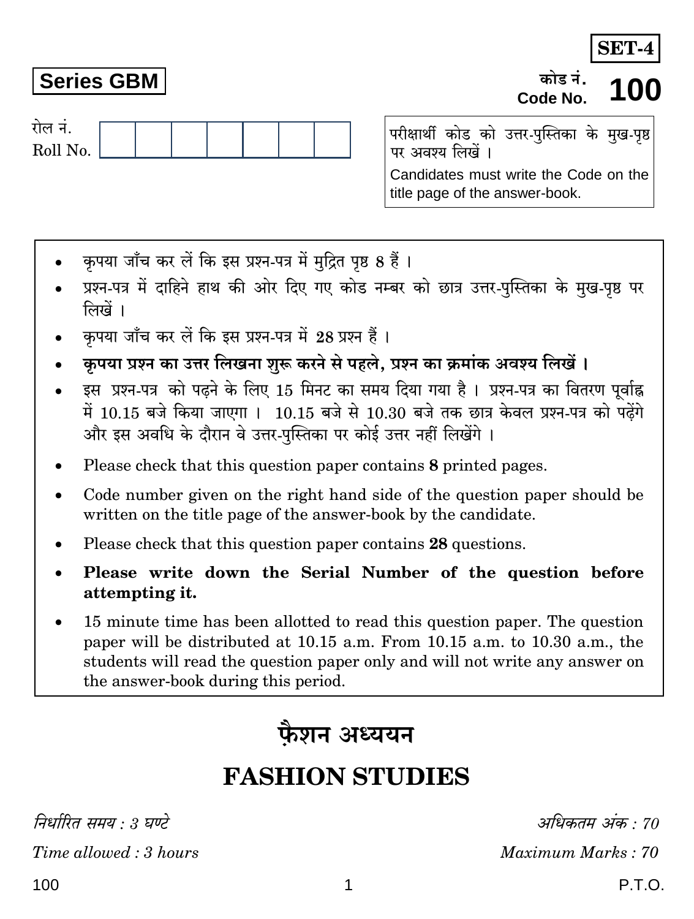**SET-4**

**Series GBM**

कोड नं.
Code No. **100**

रोल नं.
Roll No. | | | | | | | |

परीक्षार्थी कोड को उत्तर-पुस्तिका के मुख-पृष्ठ पर अवश्य लिखें ।

Candidates must write the Code on the title page of the answer-book.

- कृपया जाँच कर लें कि इस प्रश्न-पत्र में मुद्रित पृष्ठ 8 हैं ।
- प्रश्न-पत्र में दाहिने हाथ की ओर दिए गए कोड नम्बर को छात्र उत्तर-पुस्तिका के मुख-पृष्ठ पर लिखें ।
- कृपया जाँच कर लें कि इस प्रश्न-पत्र में 28 प्रश्न हैं ।
- **कृपया प्रश्न का उत्तर लिखना शुरू करने से पहले, प्रश्न का क्रमांक अवश्य लिखें ।**
- इस प्रश्न-पत्र को पढ़ने के लिए 15 मिनट का समय दिया गया है । प्रश्न-पत्र का वितरण पूर्वाह्न में 10.15 बजे किया जाएगा । 10.15 बजे से 10.30 बजे तक छात्र केवल प्रश्न-पत्र को पढ़ेंगे और इस अवधि के दौरान वे उत्तर-पुस्तिका पर कोई उत्तर नहीं लिखेंगे ।
- Please check that this question paper contains **8** printed pages.
- Code number given on the right hand side of the question paper should be written on the title page of the answer-book by the candidate.
- Please check that this question paper contains **28** questions.
- **Please write down the Serial Number of the question before attempting it.**
- 15 minute time has been allotted to read this question paper. The question paper will be distributed at 10.15 a.m. From 10.15 a.m. to 10.30 a.m., the students will read the question paper only and will not write any answer on the answer-book during this period.

# फ़ैशन अध्ययन

# FASHION STUDIES

*निर्धारित समय : 3 घण्टे* | *अधिकतम अंक : 70*

*Time allowed : 3 hours* | *Maximum Marks : 70*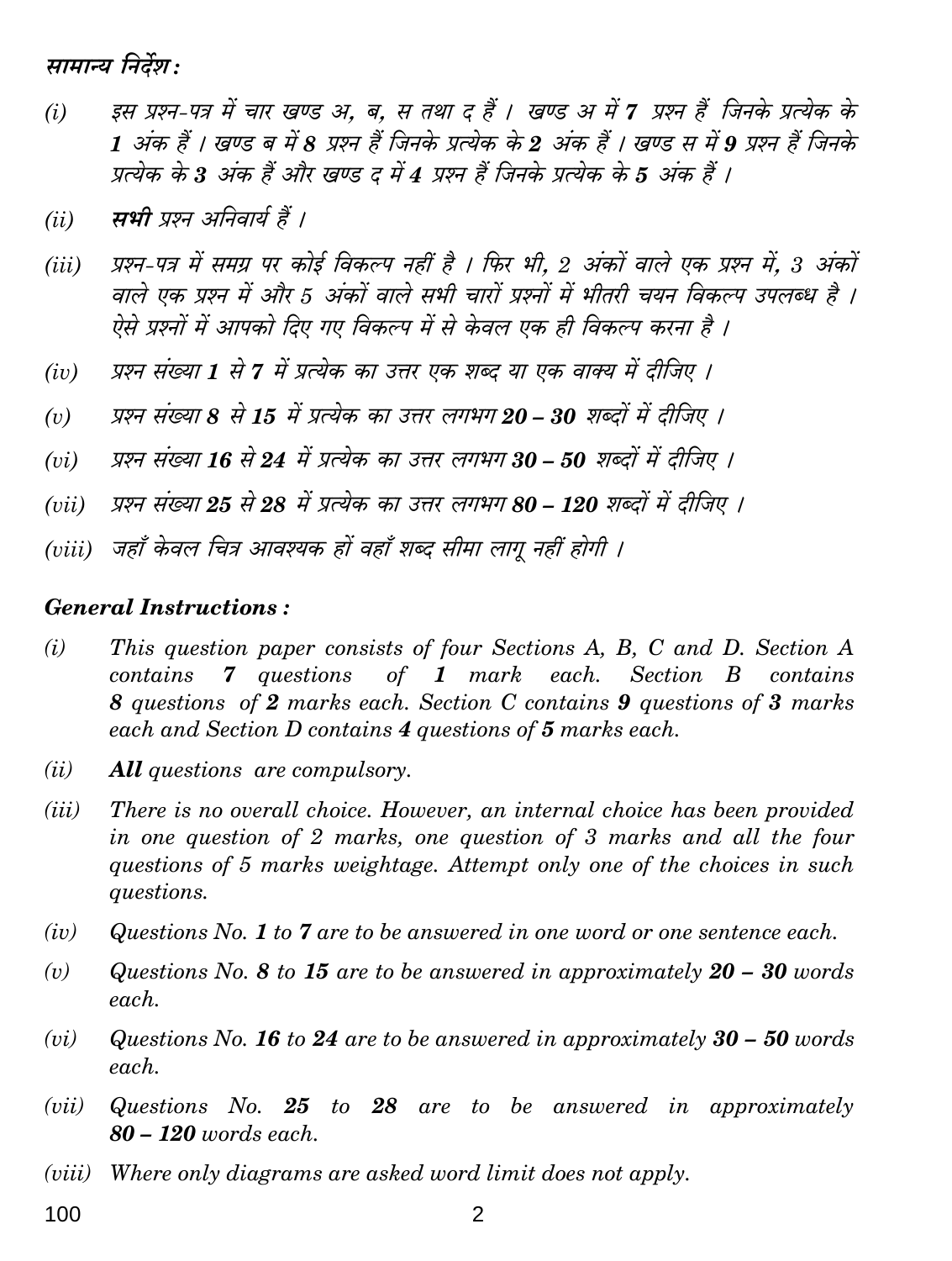**सामान्य निर्देश :**

*(i)* इस प्रश्न-पत्र में चार खण्ड अ, ब, स तथा द हैं । खण्ड अ में **7** प्रश्न हैं जिनके प्रत्येक के **1** अंक हैं । खण्ड ब में **8** प्रश्न हैं जिनके प्रत्येक के **2** अंक हैं । खण्ड स में **9** प्रश्न हैं जिनके प्रत्येक के **3** अंक हैं और खण्ड द में **4** प्रश्न हैं जिनके प्रत्येक के **5** अंक हैं ।

*(ii)* **सभी** प्रश्न अनिवार्य हैं ।

*(iii)* प्रश्न-पत्र में समग्र पर कोई विकल्प नहीं है । फिर भी, 2 अंकों वाले एक प्रश्न में, 3 अंकों वाले एक प्रश्न में और 5 अंकों वाले सभी चारों प्रश्नों में भीतरी चयन विकल्प उपलब्ध है । ऐसे प्रश्नों में आपको दिए गए विकल्प में से केवल एक ही विकल्प करना है ।

*(iv)* प्रश्न संख्या **1** से **7** में प्रत्येक का उत्तर एक शब्द या एक वाक्य में दीजिए ।

*(v)* प्रश्न संख्या **8** से **15** में प्रत्येक का उत्तर लगभग **20 – 30** शब्दों में दीजिए ।

*(vi)* प्रश्न संख्या **16** से **24** में प्रत्येक का उत्तर लगभग **30 – 50** शब्दों में दीजिए ।

*(vii)* प्रश्न संख्या **25** से **28** में प्रत्येक का उत्तर लगभग **80 – 120** शब्दों में दीजिए ।

*(viii)* जहाँ केवल चित्र आवश्यक हों वहाँ शब्द सीमा लागू नहीं होगी ।

***General Instructions :***

*(i)* *This question paper consists of four Sections A, B, C and D. Section A contains **7** questions of **1** mark each. Section B contains **8** questions of **2** marks each. Section C contains **9** questions of **3** marks each and Section D contains **4** questions of **5** marks each.*

*(ii)* ***All** questions are compulsory.*

*(iii)* *There is no overall choice. However, an internal choice has been provided in one question of 2 marks, one question of 3 marks and all the four questions of 5 marks weightage. Attempt only one of the choices in such questions.*

*(iv)* *Questions No. **1** to **7** are to be answered in one word or one sentence each.*

*(v)* *Questions No. **8** to **15** are to be answered in approximately **20 – 30** words each.*

*(vi)* *Questions No. **16** to **24** are to be answered in approximately **30 – 50** words each.*

*(vii)* *Questions No. **25** to **28** are to be answered in approximately **80 – 120** words each.*

*(viii)* *Where only diagrams are asked word limit does not apply.*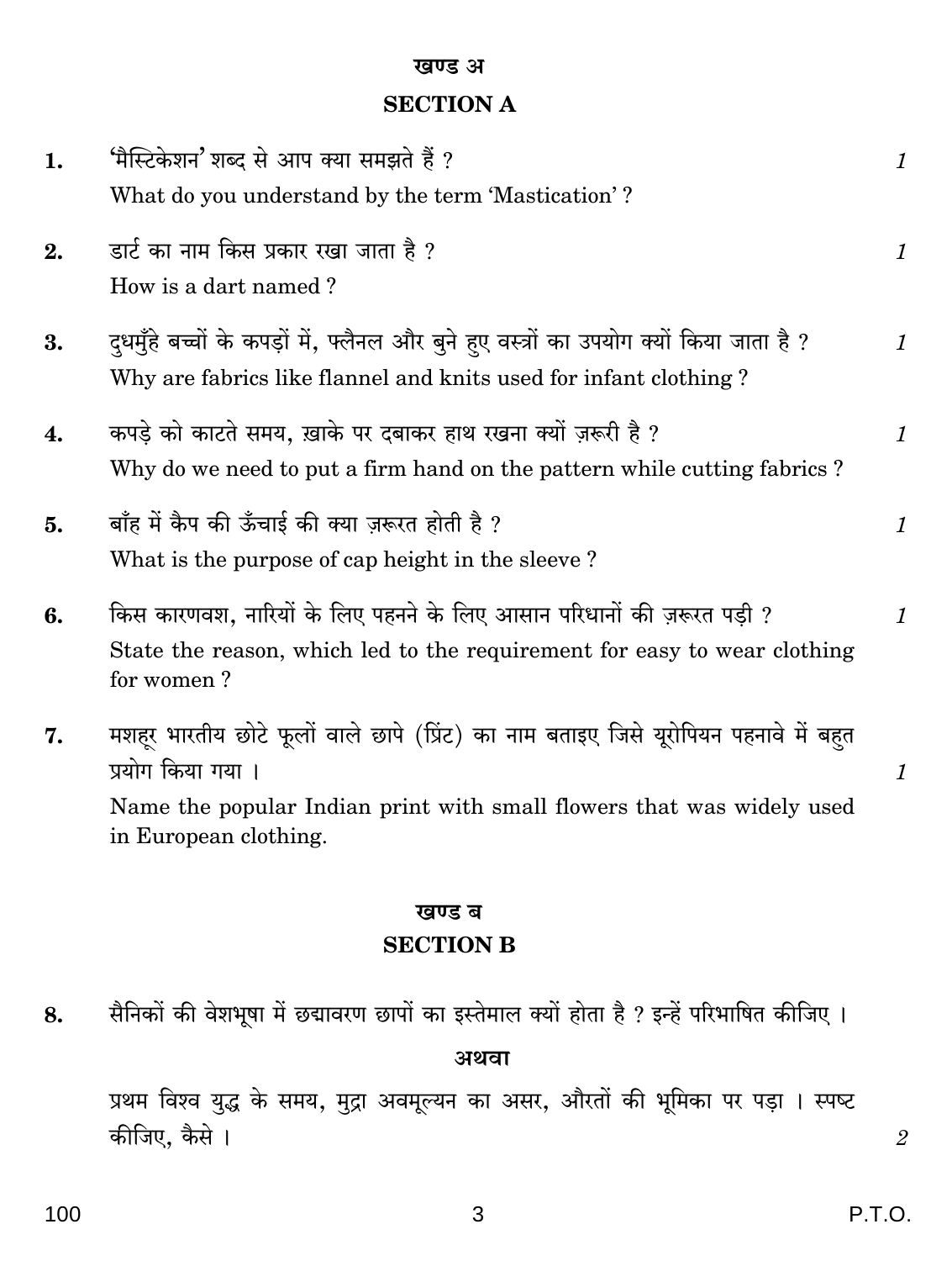## खण्ड अ

## SECTION A

**1.** ‘मैस्टिकेशन’ शब्द से आप क्या समझते हैं ? *1*

What do you understand by the term ‘Mastication’ ?

**2.** डार्ट का नाम किस प्रकार रखा जाता है ? *1*

How is a dart named ?

**3.** दुधमुँहे बच्चों के कपड़ों में, फ्लैनल और बुने हुए वस्त्रों का उपयोग क्यों किया जाता है ? *1*

Why are fabrics like flannel and knits used for infant clothing ?

**4.** कपड़े को काटते समय, ख़ाके पर दबाकर हाथ रखना क्यों ज़रूरी है ? *1*

Why do we need to put a firm hand on the pattern while cutting fabrics ?

**5.** बाँह में कैप की ऊँचाई की क्या ज़रूरत होती है ? *1*

What is the purpose of cap height in the sleeve ?

**6.** किस कारणवश, नारियों के लिए पहनने के लिए आसान परिधानों की ज़रूरत पड़ी ? *1*

State the reason, which led to the requirement for easy to wear clothing for women ?

**7.** मशहूर भारतीय छोटे फूलों वाले छापे (प्रिंट) का नाम बताइए जिसे यूरोपियन पहनावे में बहुत प्रयोग किया गया । *1*

Name the popular Indian print with small flowers that was widely used in European clothing.

## खण्ड ब

## SECTION B

**8.** सैनिकों की वेशभूषा में छद्मावरण छापों का इस्तेमाल क्यों होता है ? इन्हें परिभाषित कीजिए ।

**अथवा**

प्रथम विश्व युद्ध के समय, मुद्रा अवमूल्यन का असर, औरतों की भूमिका पर पड़ा । स्पष्ट कीजिए, कैसे । *2*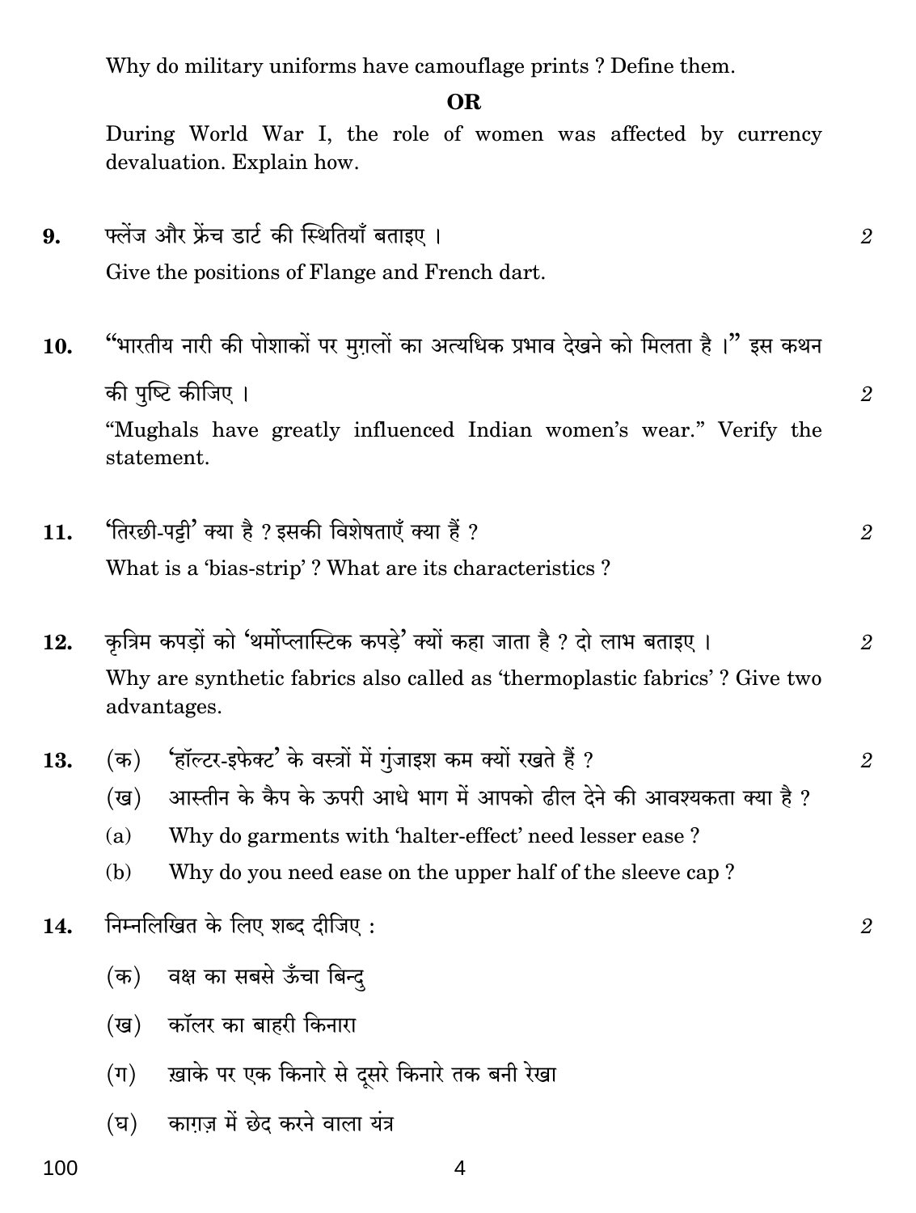Why do military uniforms have camouflage prints ? Define them.

**OR**

During World War I, the role of women was affected by currency devaluation. Explain how.

**9.** फ्लेंज और फ्रेंच डार्ट की स्थितियाँ बताइए । *2*

Give the positions of Flange and French dart.

**10.** "भारतीय नारी की पोशाकों पर मुग़लों का अत्यधिक प्रभाव देखने को मिलता है ।" इस कथन की पुष्टि कीजिए । *2*

"Mughals have greatly influenced Indian women's wear." Verify the statement.

**11.** 'तिरछी-पट्टी' क्या है ? इसकी विशेषताएँ क्या हैं ? *2*

What is a 'bias-strip' ? What are its characteristics ?

**12.** कृत्रिम कपड़ों को 'थर्मोप्लास्टिक कपड़े' क्यों कहा जाता है ? दो लाभ बताइए । *2*

Why are synthetic fabrics also called as 'thermoplastic fabrics' ? Give two advantages.

**13.** (क) 'हॉल्टर-इफेक्ट' के वस्त्रों में गुंजाइश कम क्यों रखते हैं ? *2*

(ख) आस्तीन के कैप के ऊपरी आधे भाग में आपको ढील देने की आवश्यकता क्या है ?

(a) Why do garments with 'halter-effect' need lesser ease ?

(b) Why do you need ease on the upper half of the sleeve cap ?

**14.** निम्नलिखित के लिए शब्द दीजिए : *2*

(क) वक्ष का सबसे ऊँचा बिन्दु

(ख) कॉलर का बाहरी किनारा

(ग) ख़ाके पर एक किनारे से दूसरे किनारे तक बनी रेखा

(घ) काग़ज़ में छेद करने वाला यंत्र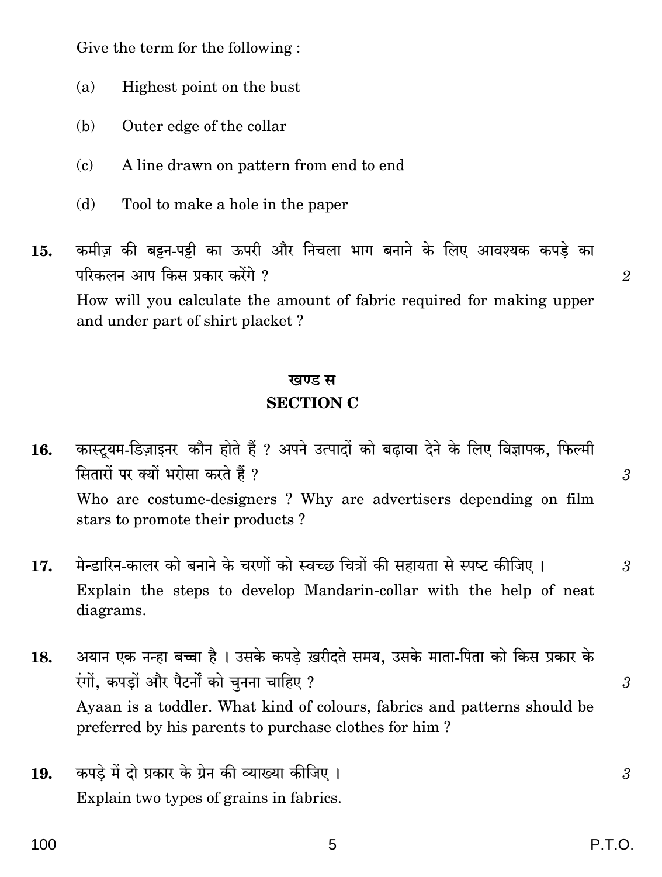Give the term for the following :

(a) Highest point on the bust

(b) Outer edge of the collar

(c) A line drawn on pattern from end to end

(d) Tool to make a hole in the paper

**15.** कमीज़ की बट्टन-पट्टी का ऊपरी और निचला भाग बनाने के लिए आवश्यक कपड़े का परिकलन आप किस प्रकार करेंगे ? *2*

How will you calculate the amount of fabric required for making upper and under part of shirt placket ?

## खण्ड स
## SECTION C

**16.** कास्ट्यूम-डिज़ाइनर कौन होते हैं ? अपने उत्पादों को बढ़ावा देने के लिए विज्ञापक, फिल्मी सितारों पर क्यों भरोसा करते हैं ? *3*

Who are costume-designers ? Why are advertisers depending on film stars to promote their products ?

**17.** मेन्डारिन-कालर को बनाने के चरणों को स्वच्छ चित्रों की सहायता से स्पष्ट कीजिए । *3*

Explain the steps to develop Mandarin-collar with the help of neat diagrams.

**18.** अयान एक नन्हा बच्चा है । उसके कपड़े ख़रीदते समय, उसके माता-पिता को किस प्रकार के रंगों, कपड़ों और पैटर्नों को चुनना चाहिए ? *3*

Ayaan is a toddler. What kind of colours, fabrics and patterns should be preferred by his parents to purchase clothes for him ?

**19.** कपड़े में दो प्रकार के ग्रेन की व्याख्या कीजिए । *3*

Explain two types of grains in fabrics.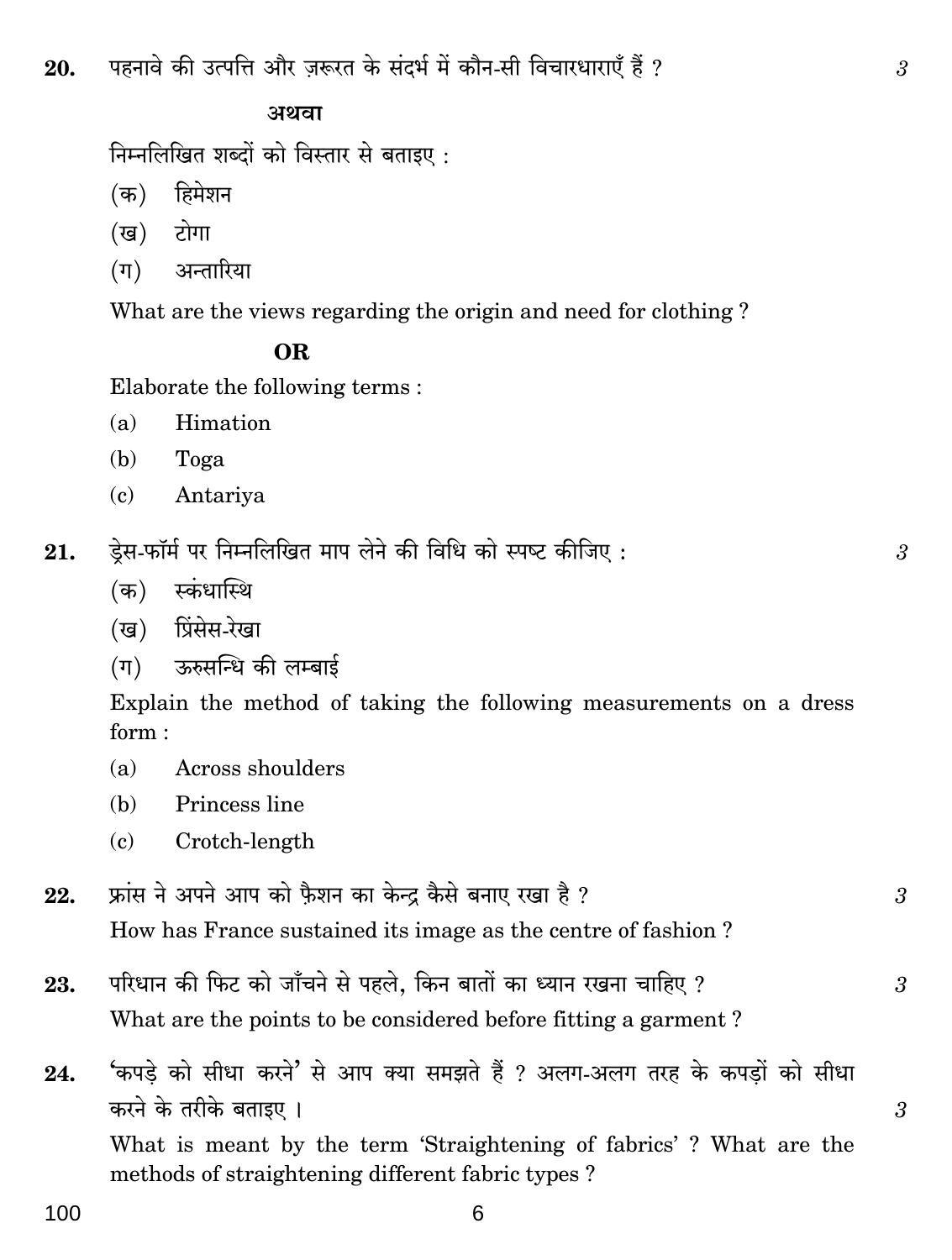**20.** पहनावे की उत्पत्ति और ज़रूरत के संदर्भ में कौन-सी विचारधाराएँ हैं ? *3*

**अथवा**

निम्नलिखित शब्दों को विस्तार से बताइए :

(क) हिमेशन

(ख) टोगा

(ग) अन्तारिया

What are the views regarding the origin and need for clothing ?

**OR**

Elaborate the following terms :

(a) Himation

(b) Toga

(c) Antariya

**21.** ड्रेस-फॉर्म पर निम्नलिखित माप लेने की विधि को स्पष्ट कीजिए : *3*

(क) स्कंधास्थि

(ख) प्रिंसेस-रेखा

(ग) ऊरुसन्धि की लम्बाई

Explain the method of taking the following measurements on a dress form :

(a) Across shoulders

(b) Princess line

(c) Crotch-length

**22.** फ्रांस ने अपने आप को फ़ैशन का केन्द्र कैसे बनाए रखा है ? *3*

How has France sustained its image as the centre of fashion ?

**23.** परिधान की फिट को जाँचने से पहले, किन बातों का ध्यान रखना चाहिए ? *3*

What are the points to be considered before fitting a garment ?

**24.** 'कपड़े को सीधा करने' से आप क्या समझते हैं ? अलग-अलग तरह के कपड़ों को सीधा करने के तरीके बताइए । *3*

What is meant by the term 'Straightening of fabrics' ? What are the methods of straightening different fabric types ?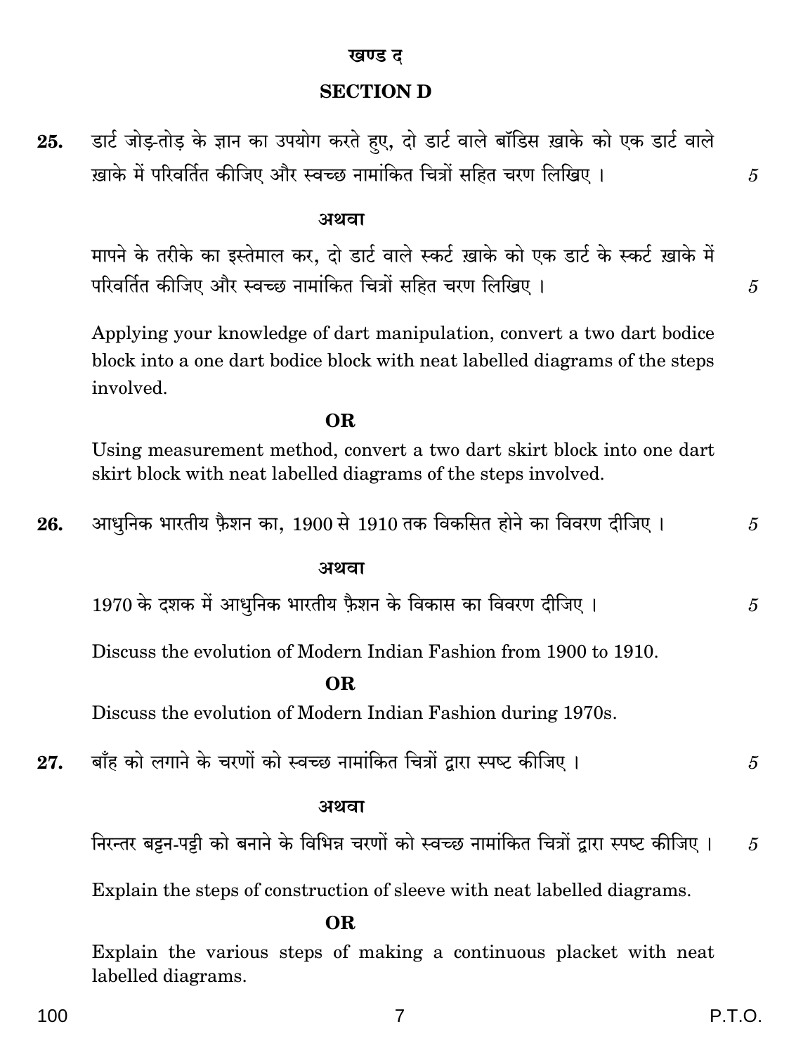## खण्ड द

## SECTION D

**25.** डार्ट जोड़-तोड़ के ज्ञान का उपयोग करते हुए, दो डार्ट वाले बॉडिस ख़ाके को एक डार्ट वाले ख़ाके में परिवर्तित कीजिए और स्वच्छ नामांकित चित्रों सहित चरण लिखिए । 5

**अथवा**

मापने के तरीके का इस्तेमाल कर, दो डार्ट वाले स्कर्ट ख़ाके को एक डार्ट के स्कर्ट ख़ाके में परिवर्तित कीजिए और स्वच्छ नामांकित चित्रों सहित चरण लिखिए । 5

Applying your knowledge of dart manipulation, convert a two dart bodice block into a one dart bodice block with neat labelled diagrams of the steps involved.

**OR**

Using measurement method, convert a two dart skirt block into one dart skirt block with neat labelled diagrams of the steps involved.

**26.** आधुनिक भारतीय फ़ैशन का, 1900 से 1910 तक विकसित होने का विवरण दीजिए । 5

**अथवा**

1970 के दशक में आधुनिक भारतीय फ़ैशन के विकास का विवरण दीजिए । 5

Discuss the evolution of Modern Indian Fashion from 1900 to 1910.

**OR**

Discuss the evolution of Modern Indian Fashion during 1970s.

**27.** बाँह को लगाने के चरणों को स्वच्छ नामांकित चित्रों द्वारा स्पष्ट कीजिए । 5

**अथवा**

निरन्तर बट्टन-पट्टी को बनाने के विभिन्न चरणों को स्वच्छ नामांकित चित्रों द्वारा स्पष्ट कीजिए । 5

Explain the steps of construction of sleeve with neat labelled diagrams.

**OR**

Explain the various steps of making a continuous placket with neat labelled diagrams.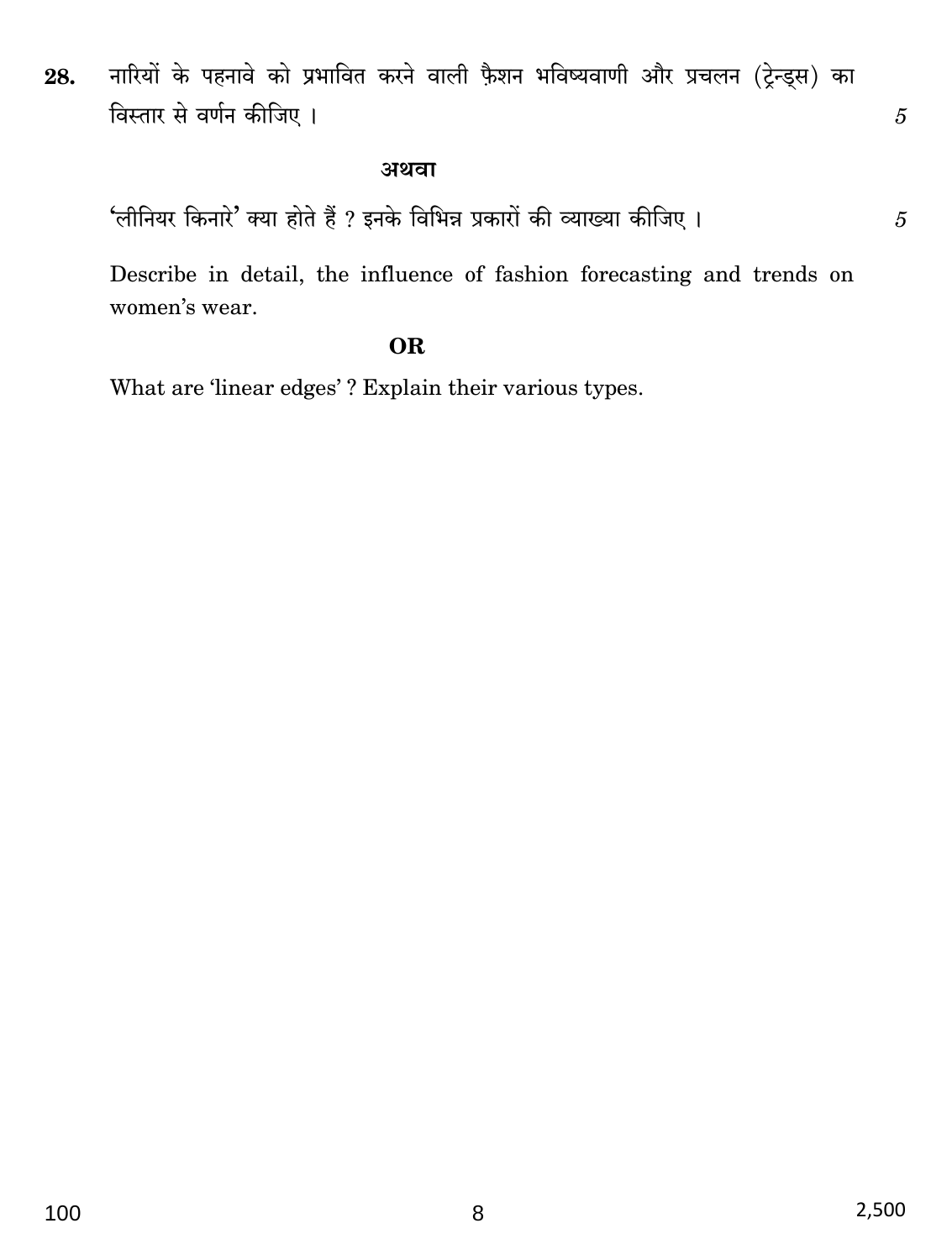**28.** नारियों के पहनावे को प्रभावित करने वाली फ़ैशन भविष्यवाणी और प्रचलन (ट्रेन्ड्स) का विस्तार से वर्णन कीजिए । 5

**अथवा**

'लीनियर किनारे' क्या होते हैं ? इनके विभिन्न प्रकारों की व्याख्या कीजिए । 5

Describe in detail, the influence of fashion forecasting and trends on women's wear.

**OR**

What are 'linear edges' ? Explain their various types.